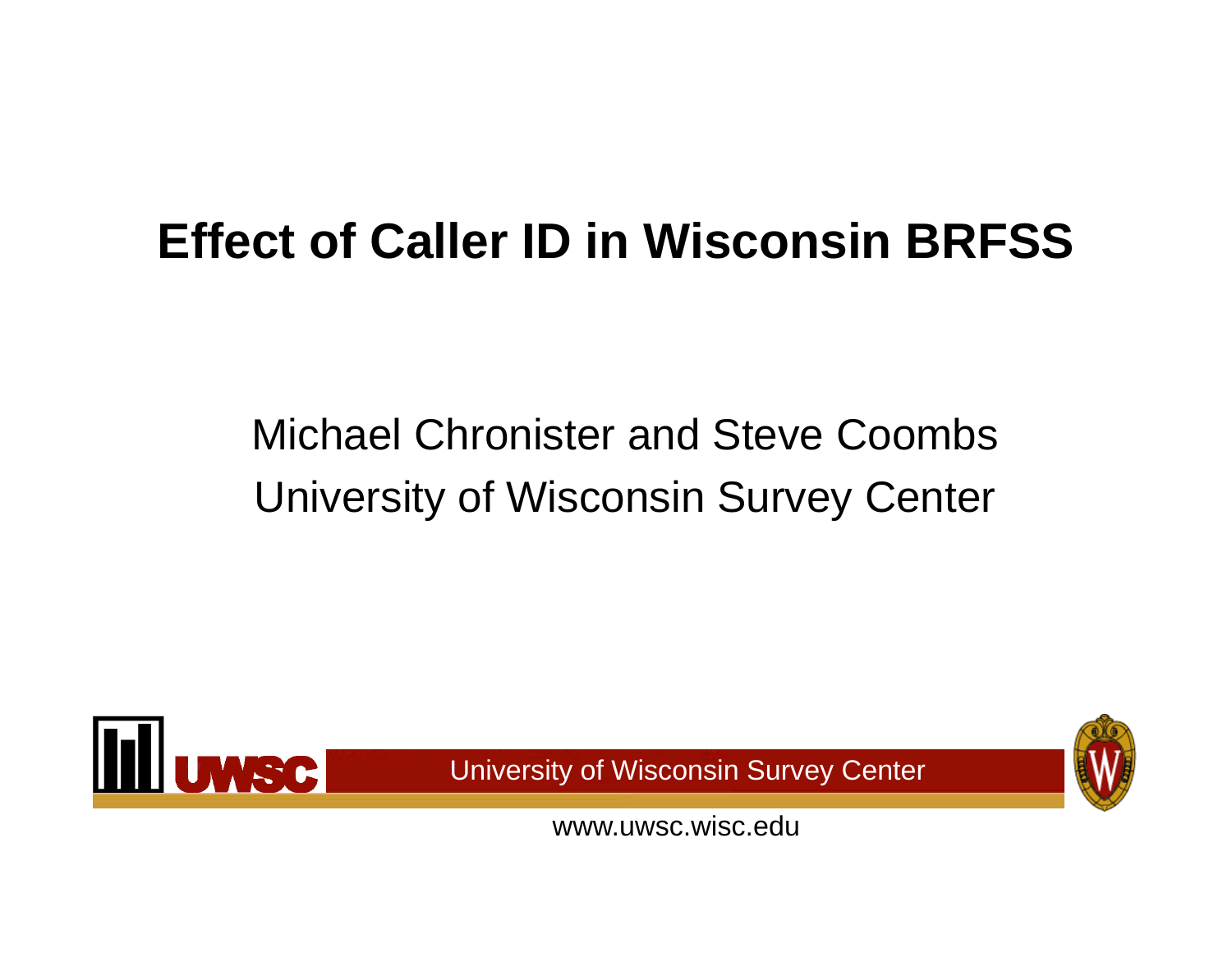# Effect of Caller ID in Wisconsin BRFSS

Michael Chronister and Steve Coombs
University of Wisconsin Survey Center

UWSC University of Wisconsin Survey Center

www.uwsc.wisc.edu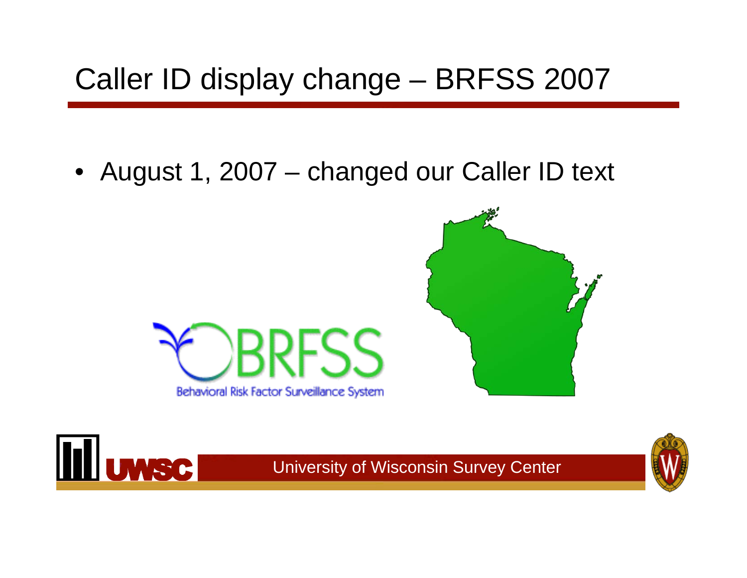# Caller ID display change – BRFSS 2007

- August 1, 2007 – changed our Caller ID text

BRFSS

Behavioral Risk Factor Surveillance System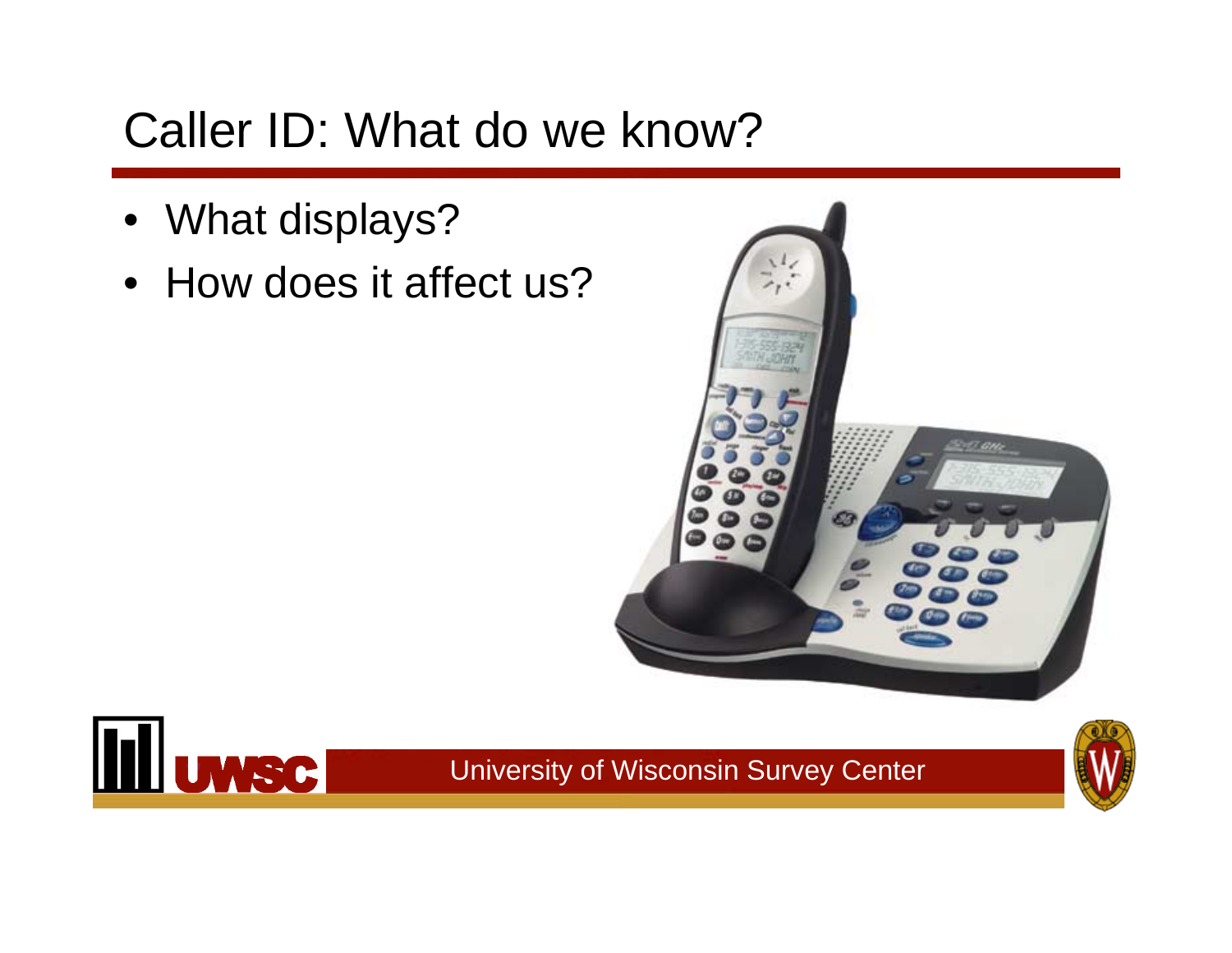# Caller ID: What do we know?

- What displays?
- How does it affect us?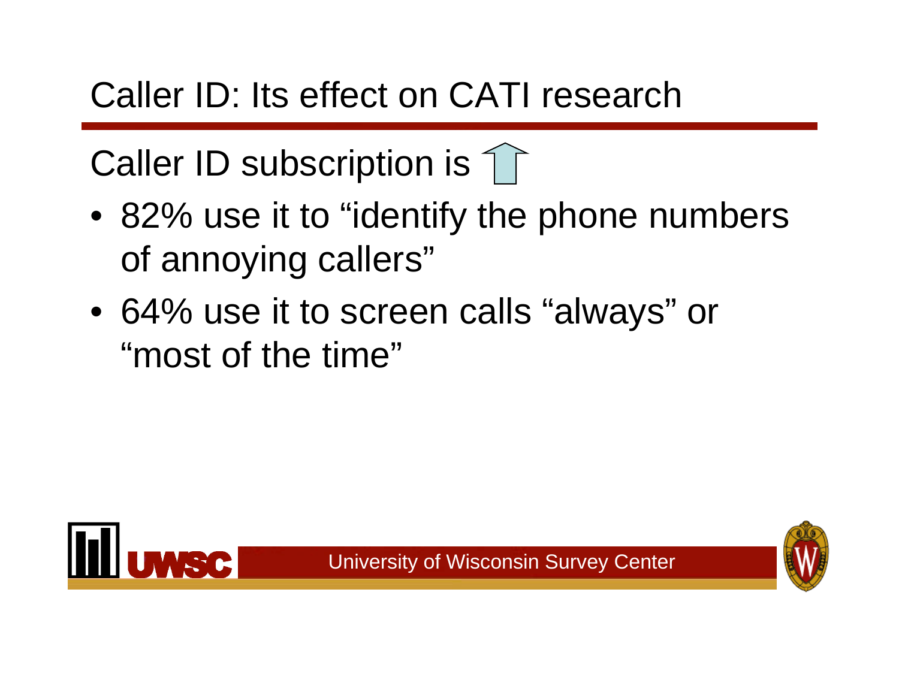# Caller ID: Its effect on CATI research

Caller ID subscription is ↑

- 82% use it to "identify the phone numbers of annoying callers"
- 64% use it to screen calls "always" or "most of the time"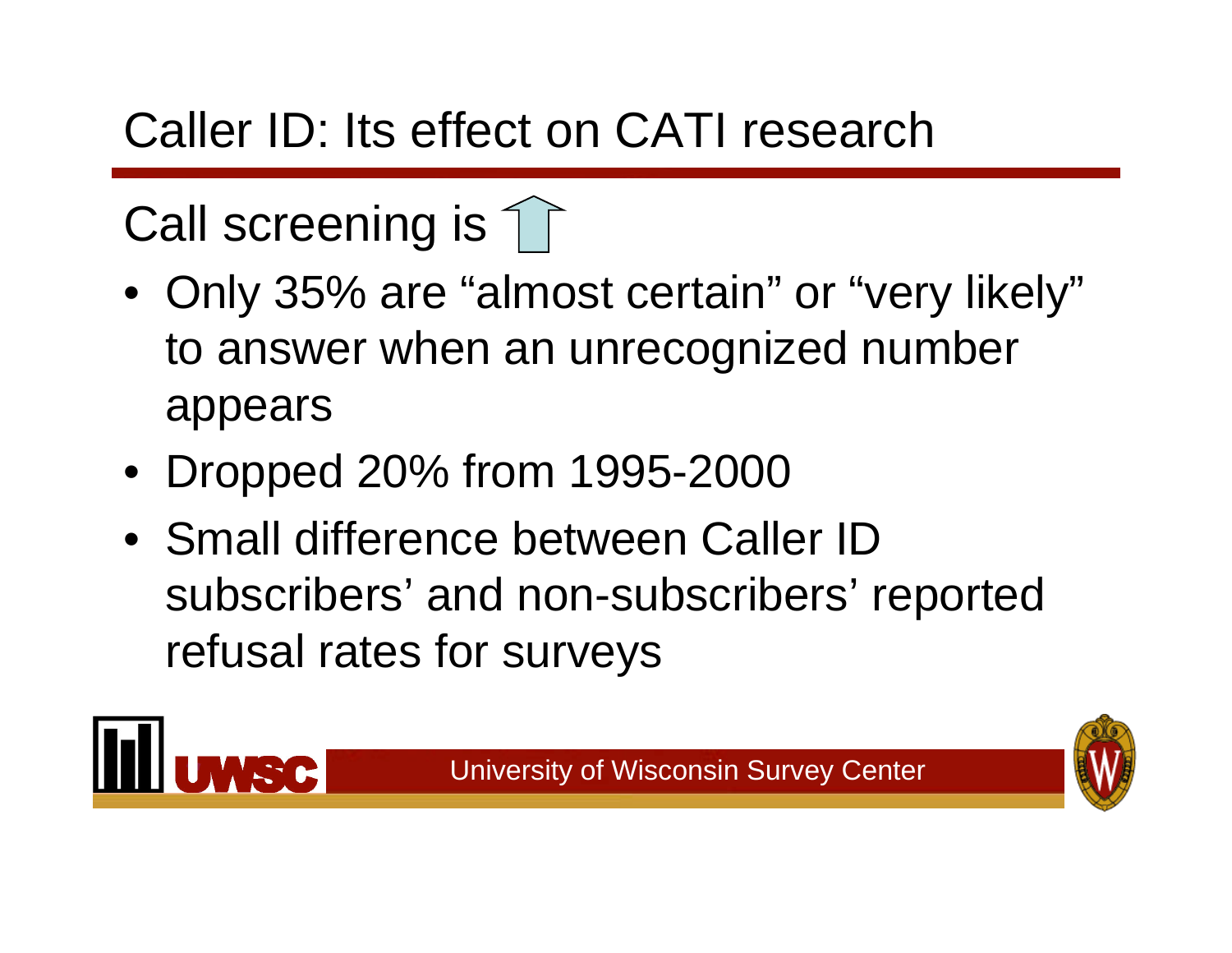# Caller ID: Its effect on CATI research

## Call screening is ↑

- Only 35% are "almost certain" or "very likely" to answer when an unrecognized number appears
- Dropped 20% from 1995-2000
- Small difference between Caller ID subscribers' and non-subscribers' reported refusal rates for surveys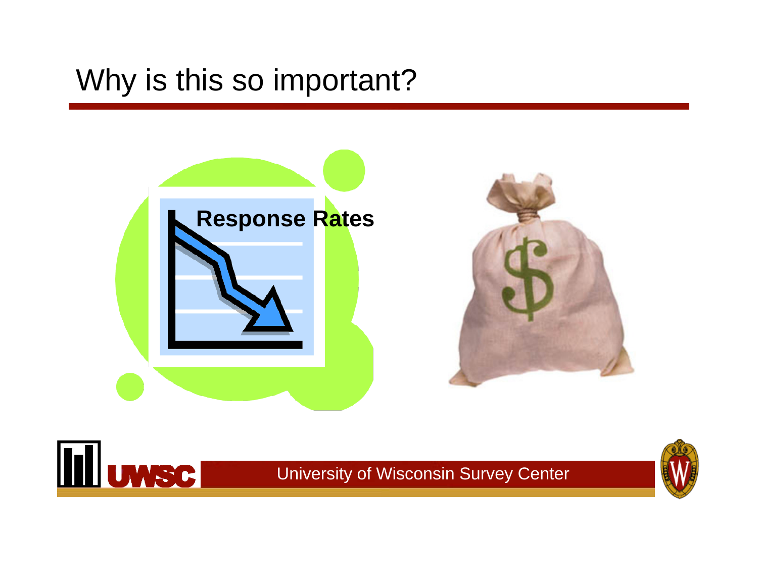# Why is this so important?

Response Rates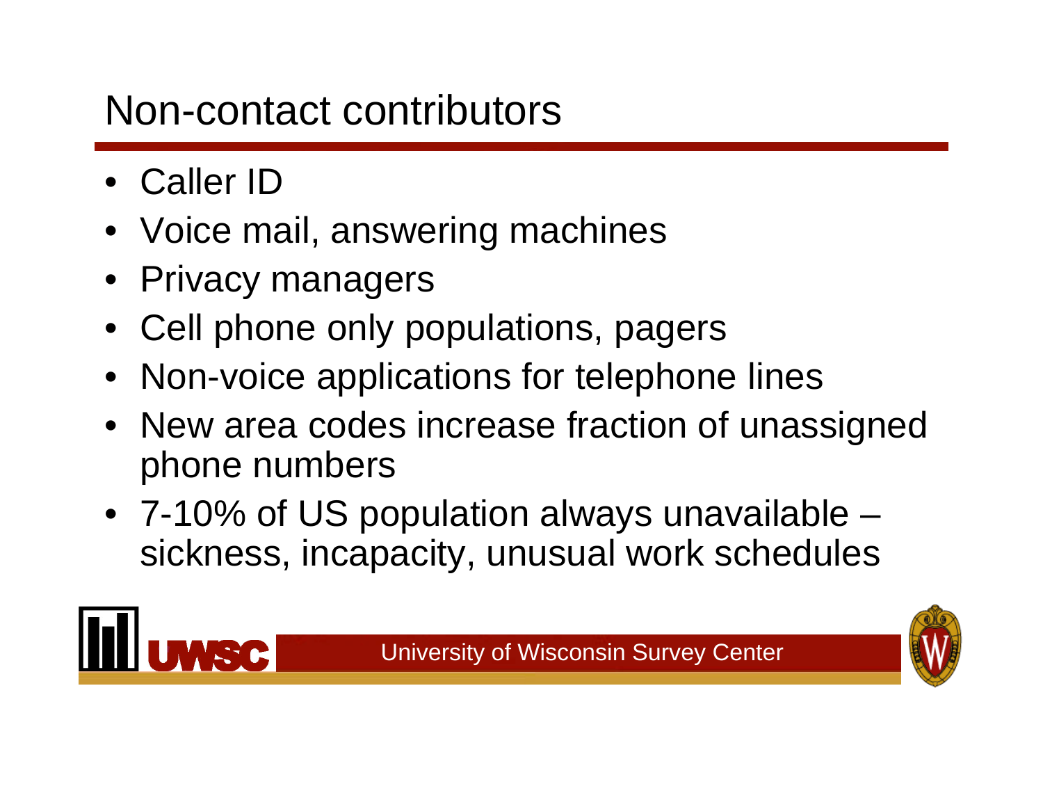# Non-contact contributors

- Caller ID
- Voice mail, answering machines
- Privacy managers
- Cell phone only populations, pagers
- Non-voice applications for telephone lines
- New area codes increase fraction of unassigned phone numbers
- 7-10% of US population always unavailable – sickness, incapacity, unusual work schedules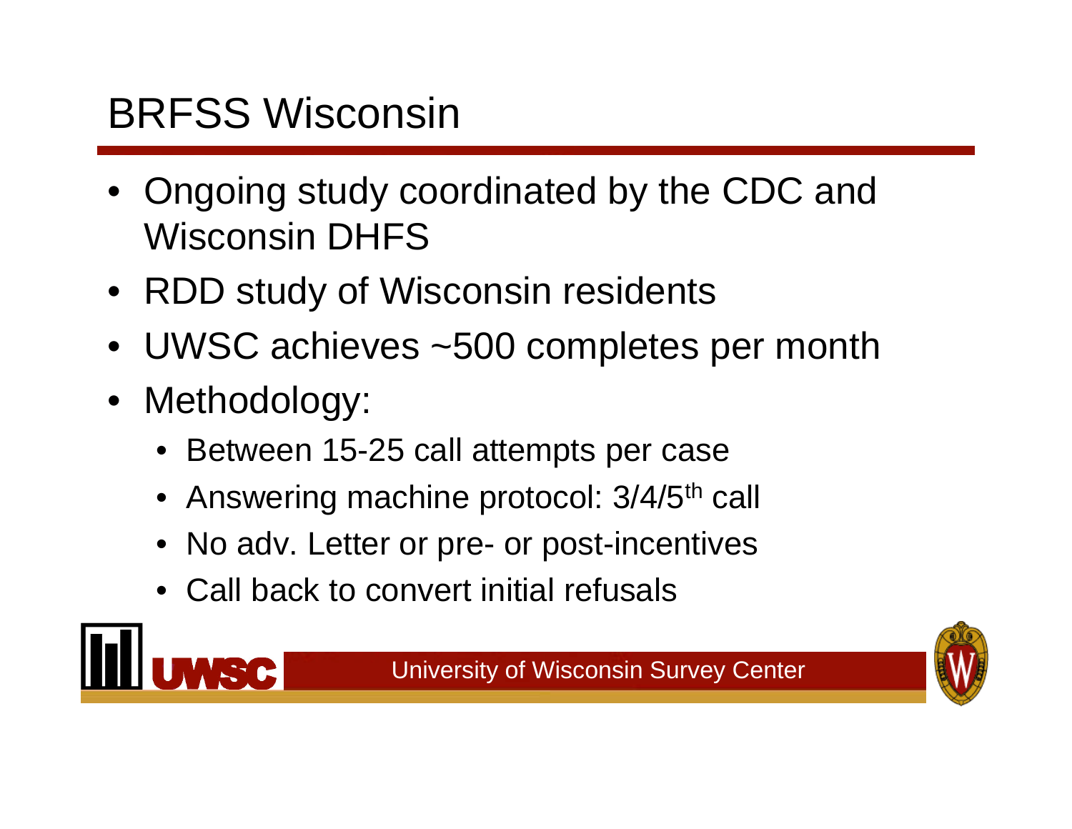# BRFSS Wisconsin

- Ongoing study coordinated by the CDC and Wisconsin DHFS
- RDD study of Wisconsin residents
- UWSC achieves ~500 completes per month
- Methodology:
  - Between 15-25 call attempts per case
  - Answering machine protocol: 3/4/5th call
  - No adv. Letter or pre- or post-incentives
  - Call back to convert initial refusals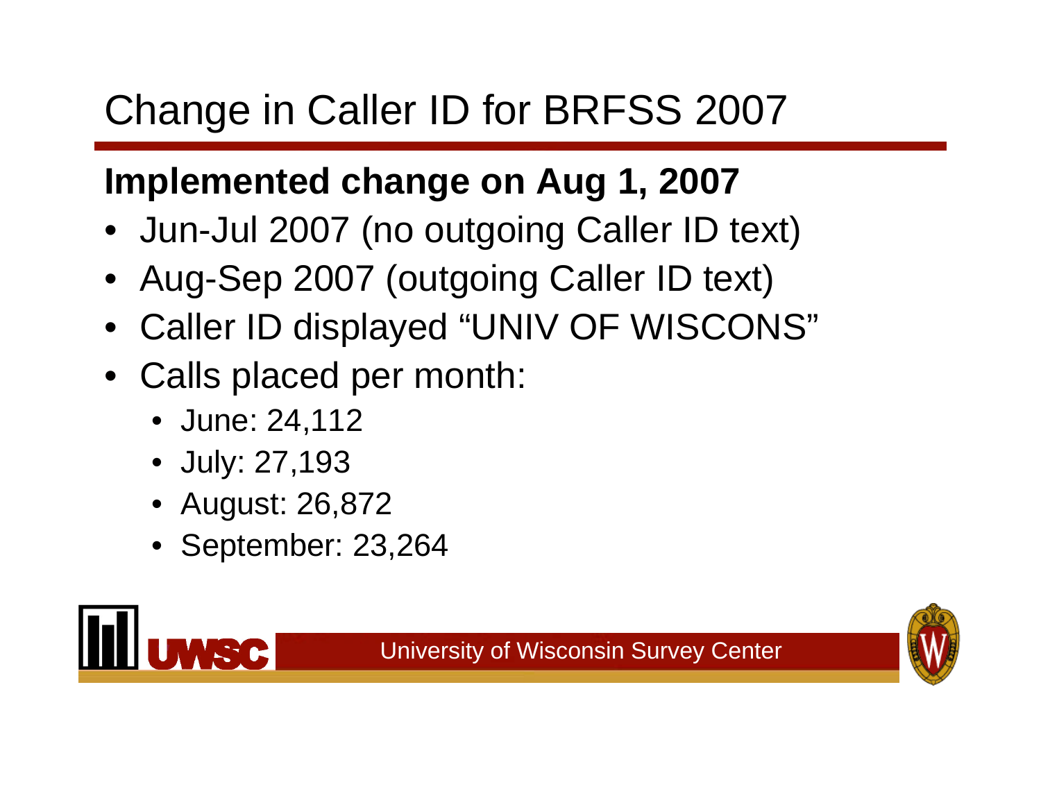# Change in Caller ID for BRFSS 2007

**Implemented change on Aug 1, 2007**

- Jun-Jul 2007 (no outgoing Caller ID text)
- Aug-Sep 2007 (outgoing Caller ID text)
- Caller ID displayed "UNIV OF WISCONS"
- Calls placed per month:
  - June: 24,112
  - July: 27,193
  - August: 26,872
  - September: 23,264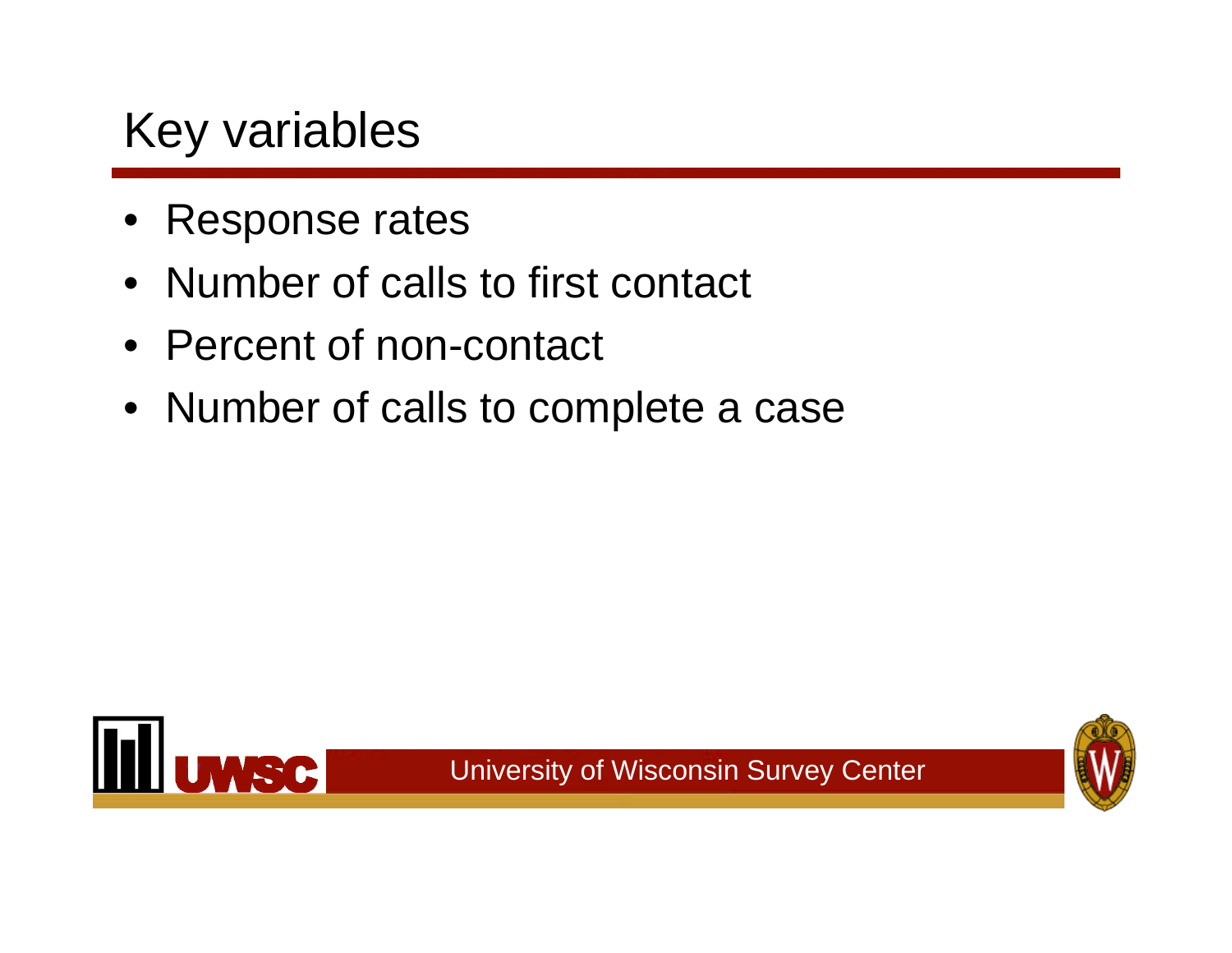# Key variables

- Response rates
- Number of calls to first contact
- Percent of non-contact
- Number of calls to complete a case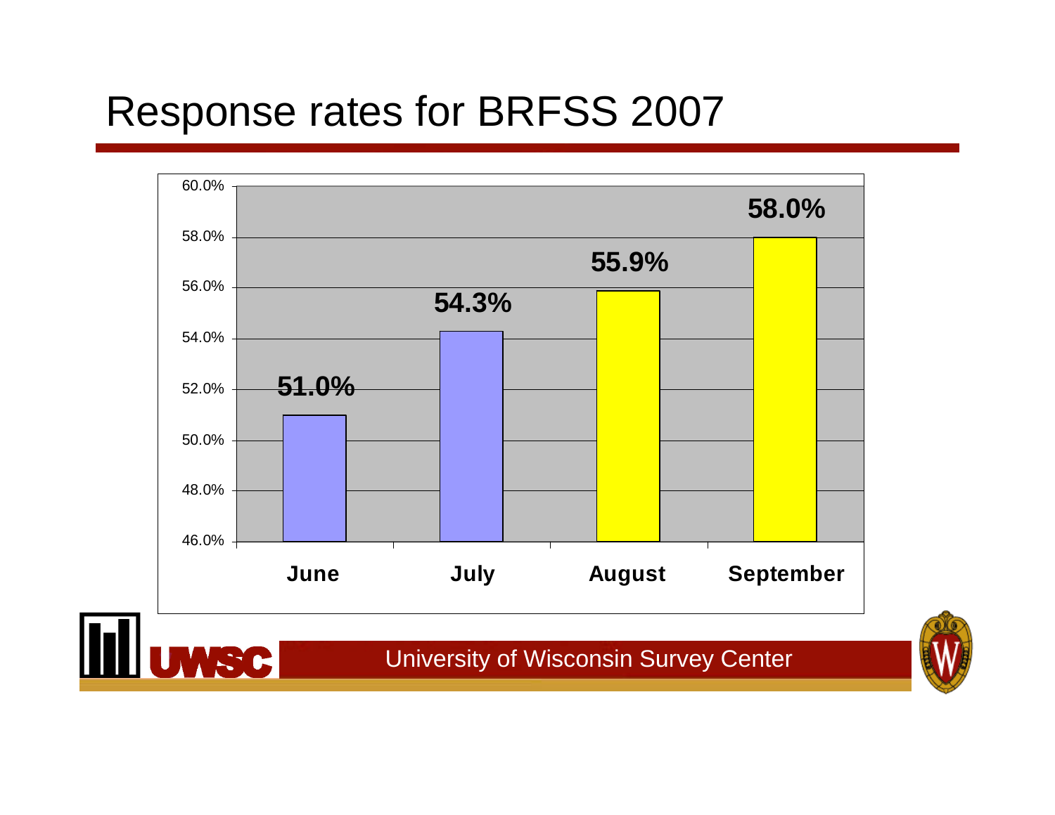# Response rates for BRFSS 2007

| Month | Response rate |
|---|---|
| June | 51.0% |
| July | 54.3% |
| August | 55.9% |
| September | 58.0% |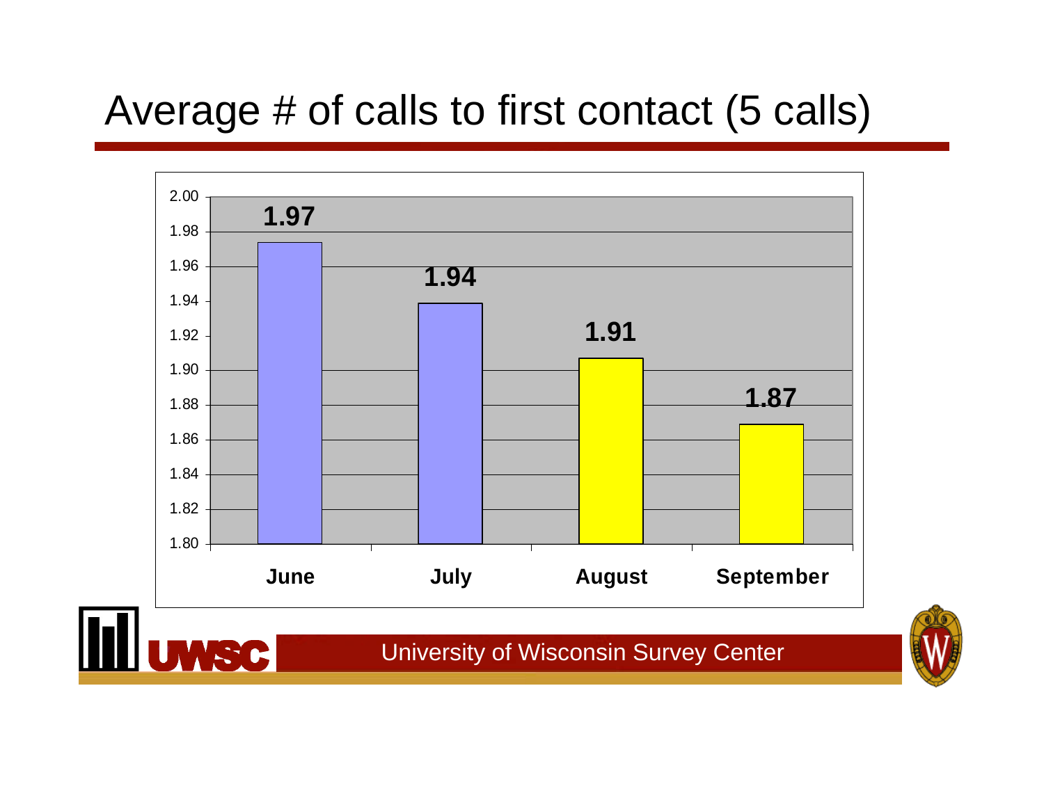# Average # of calls to first contact (5 calls)

| Month | Average # of calls |
|---|---|
| June | 1.97 |
| July | 1.94 |
| August | 1.91 |
| September | 1.87 |

UWSC University of Wisconsin Survey Center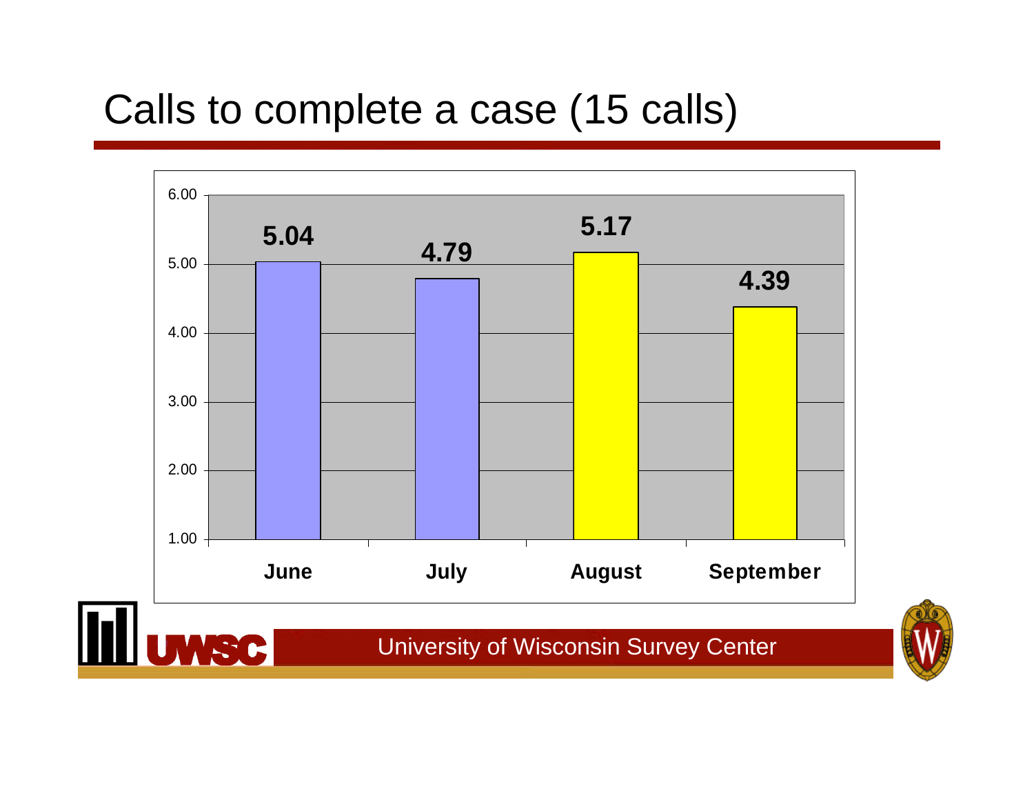# Calls to complete a case (15 calls)

| Month | Calls |
|---|---|
| June | 5.04 |
| July | 4.79 |
| August | 5.17 |
| September | 4.39 |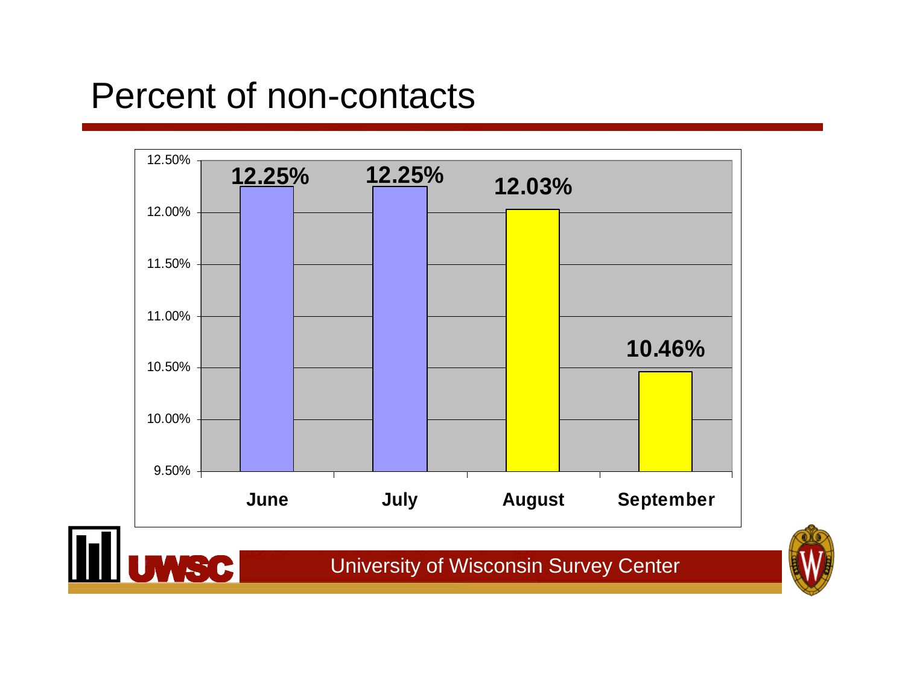# Percent of non-contacts

| Month | Percent of non-contacts |
| --- | --- |
| June | 12.25% |
| July | 12.25% |
| August | 12.03% |
| September | 10.46% |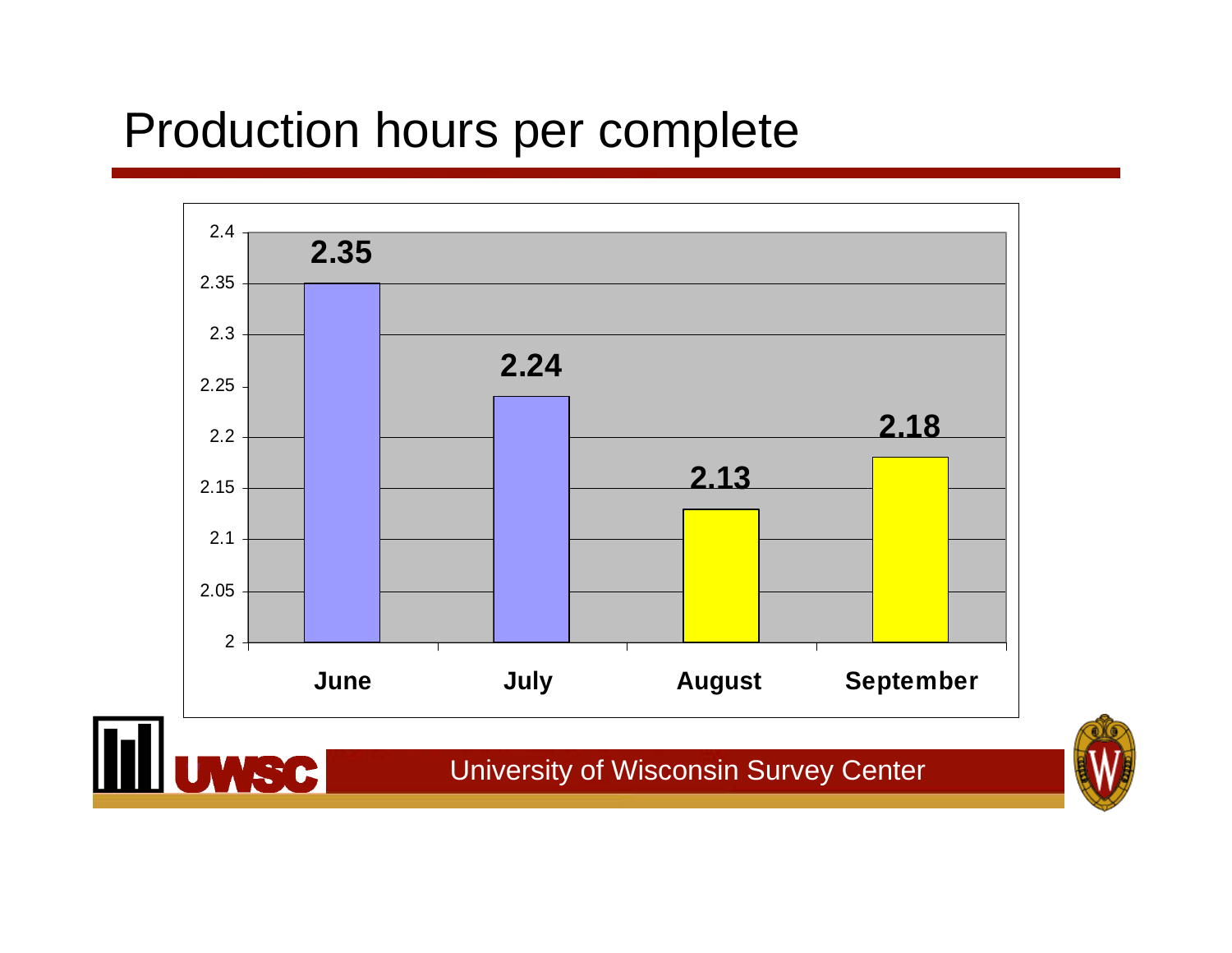# Production hours per complete

| Month | Production hours per complete |
|---|---|
| June | 2.35 |
| July | 2.24 |
| August | 2.13 |
| September | 2.18 |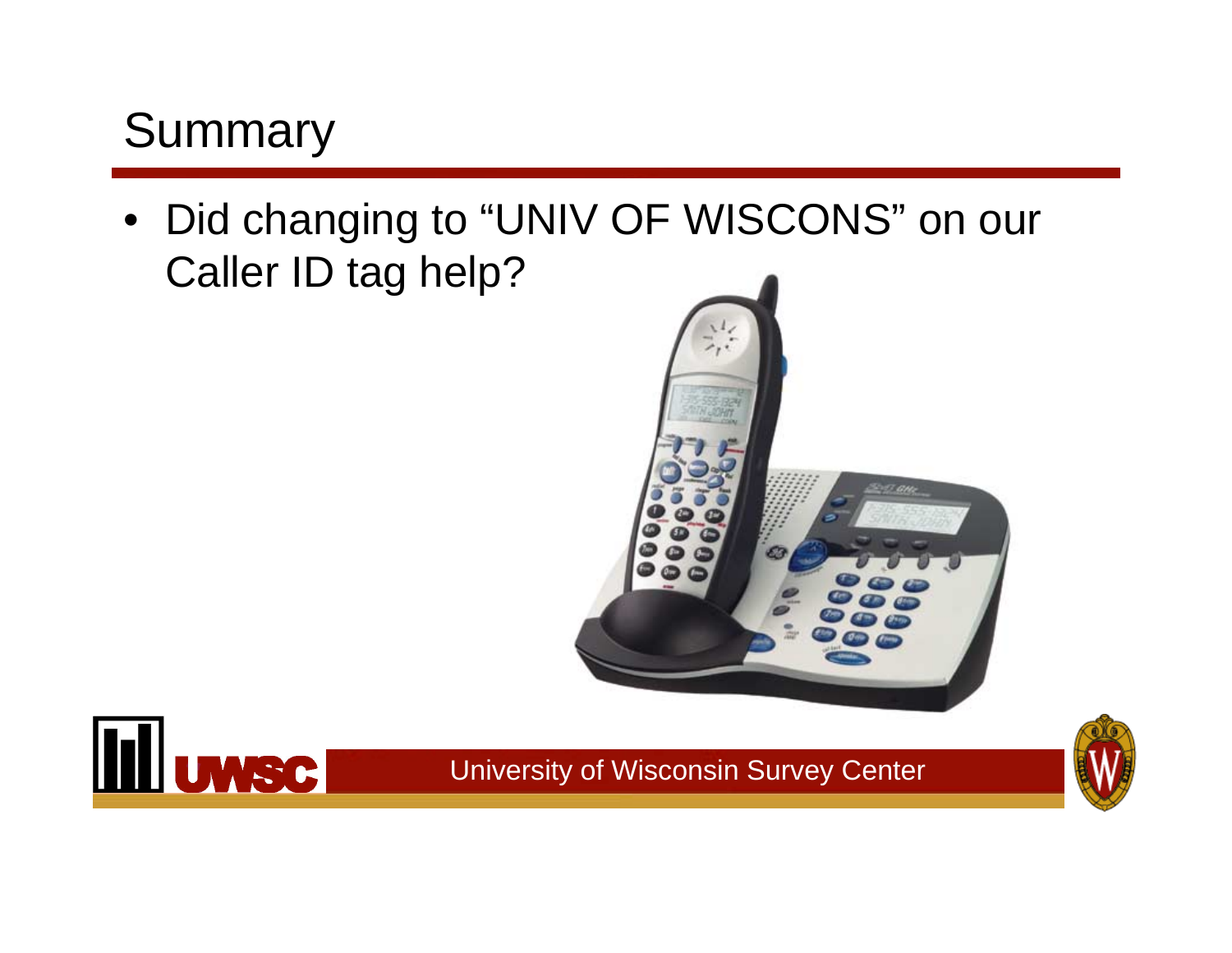# Summary

- Did changing to “UNIV OF WISCONS” on our Caller ID tag help?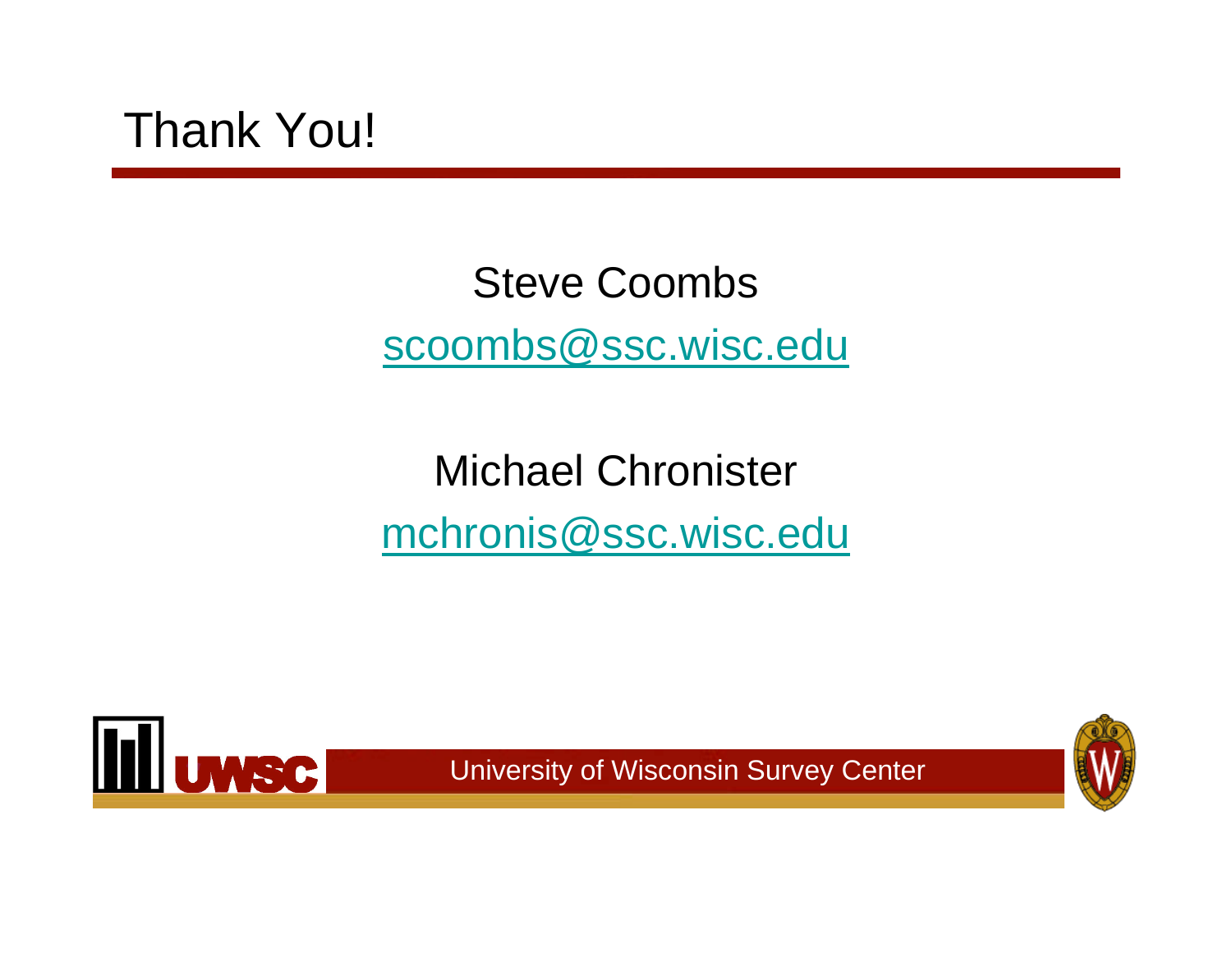# Thank You!

Steve Coombs

scoombs@ssc.wisc.edu

Michael Chronister

mchronis@ssc.wisc.edu